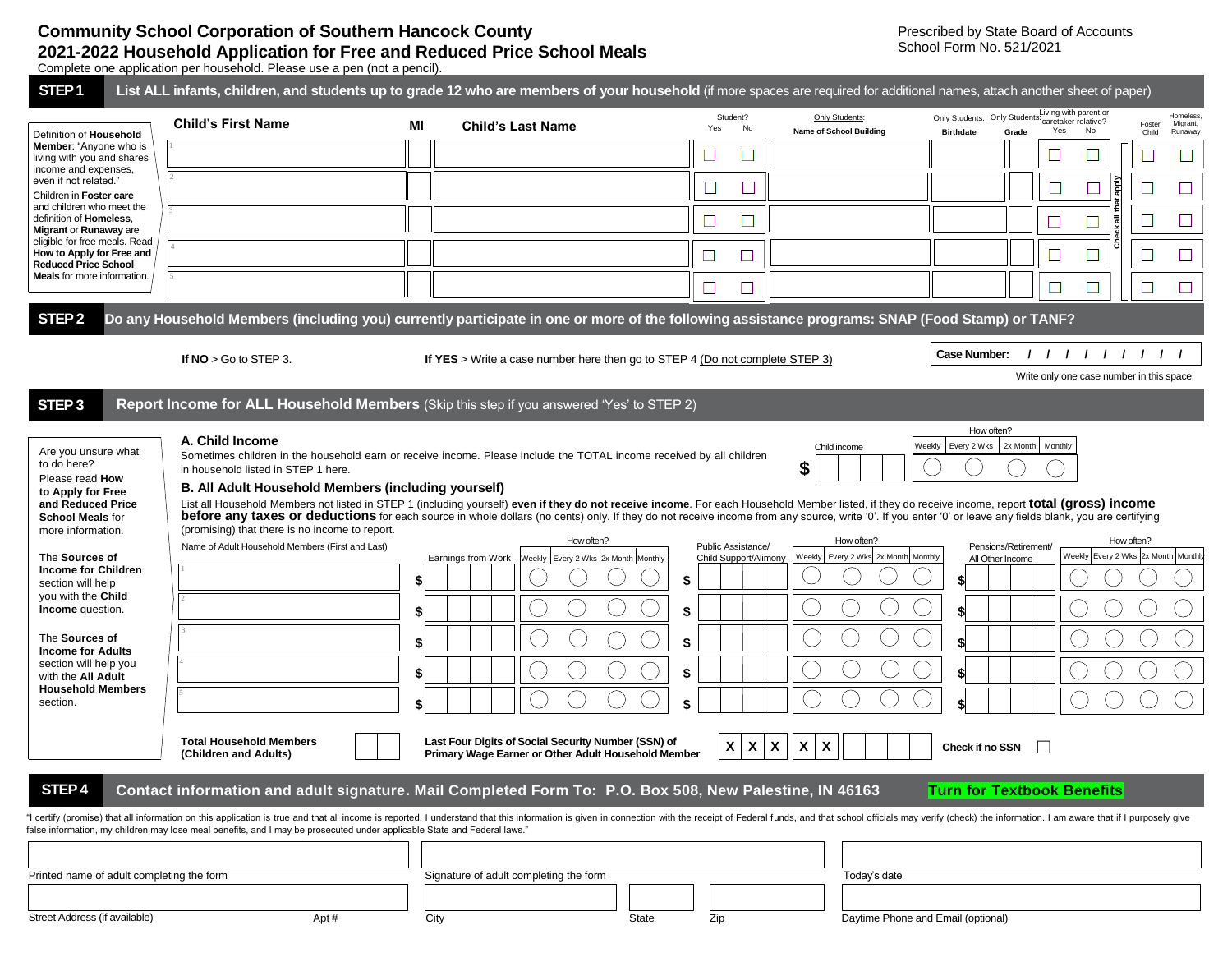# Community School Corporation of Southern Hancock County

## 2021-2022 Household Application for Free and Reduced Price School Meals

Prescribed by State Board of Accounts
School Form No. 521/2021

Complete one application per household. Please use a pen (not a pencil).

## STEP 1 List ALL infants, children, and students up to grade 12 who are members of your household (if more spaces are required for additional names, attach another sheet of paper)

Definition of **Household Member**: "Anyone who is living with you and shares income and expenses, even if not related."

Children in **Foster care** and children who meet the definition of **Homeless, Migrant** or **Runaway** are eligible for free meals. Read **How to Apply for Free and Reduced Price School Meals** for more information.

| | Child's First Name | MI | Child's Last Name | Student? Yes | Student? No | Only Students: Name of School Building | Only Students: Birthdate | Only Students: Grade | Living with parent or caretaker relative? Yes | Living with parent or caretaker relative? No | Foster Child | Homeless, Migrant, Runaway |
|---|---|---|---|---|---|---|---|---|---|---|---|---|
| 1 | | | | ☐ | ☐ | | | | ☐ | ☐ | ☐ | ☐ |
| 2 | | | | ☐ | ☐ | | | | ☐ | ☐ | ☐ | ☐ |
| 3 | | | | ☐ | ☐ | | | | ☐ | ☐ | ☐ | ☐ |
| 4 | | | | ☐ | ☐ | | | | ☐ | ☐ | ☐ | ☐ |
| 5 | | | | ☐ | ☐ | | | | ☐ | ☐ | ☐ | ☐ |

Check all that apply

## STEP 2 Do any Household Members (including you) currently participate in one or more of the following assistance programs: SNAP (Food Stamp) or TANF?

**If NO** > Go to STEP 3.

**If YES** > Write a case number here then go to STEP 4 (Do not complete STEP 3)

**Case Number:** / / / / / / / / /

Write only one case number in this space.

## STEP 3 Report Income for ALL Household Members (Skip this step if you answered 'Yes' to STEP 2)

Are you unsure what to do here? Please read **How to Apply for Free and Reduced Price School Meals** for more information.

The **Sources of Income for Children** section will help you with the **Child Income** question.

The **Sources of Income for Adults** section will help you with the **All Adult Household Members** section.

### A. Child Income

Sometimes children in the household earn or receive income. Please include the TOTAL income received by all children in household listed in STEP 1 here.

Child income $ ______

How often? ◯ Weekly ◯ Every 2 Wks ◯ 2x Month ◯ Monthly

### B. All Adult Household Members (including yourself)

List all Household Members not listed in STEP 1 (including yourself) **even if they do not receive income**. For each Household Member listed, if they do receive income, report **total (gross) income before any taxes or deductions** for each source in whole dollars (no cents) only. If they do not receive income from any source, write '0'. If you enter '0' or leave any fields blank, you are certifying (promising) that there is no income to report.

| | Name of Adult Household Members (First and Last) | Earnings from Work | How often? Weekly / Every 2 Wks / 2x Month / Monthly | Public Assistance/ Child Support/Alimony | How often? Weekly / Every 2 Wks / 2x Month / Monthly | Pensions/Retirement/ All Other Income | How often? Weekly / Every 2 Wks / 2x Month / Monthly |
|---|---|---|---|---|---|---|---|
| 1 | | $ | ◯ ◯ ◯ ◯ | $ | ◯ ◯ ◯ ◯ | $ | ◯ ◯ ◯ ◯ |
| 2 | | $ | ◯ ◯ ◯ ◯ | $ | ◯ ◯ ◯ ◯ | $ | ◯ ◯ ◯ ◯ |
| 3 | | $ | ◯ ◯ ◯ ◯ | $ | ◯ ◯ ◯ ◯ | $ | ◯ ◯ ◯ ◯ |
| 4 | | $ | ◯ ◯ ◯ ◯ | $ | ◯ ◯ ◯ ◯ | $ | ◯ ◯ ◯ ◯ |
| 5 | | $ | ◯ ◯ ◯ ◯ | $ | ◯ ◯ ◯ ◯ | $ | ◯ ◯ ◯ ◯ |

**Total Household Members (Children and Adults)** ______

**Last Four Digits of Social Security Number (SSN) of Primary Wage Earner or Other Adult Household Member** X X X - X X - ____

**Check if no SSN** ☐

## STEP 4 Contact information and adult signature. Mail Completed Form To: P.O. Box 508, New Palestine, IN 46163

**Turn for Textbook Benefits**

"I certify (promise) that all information on this application is true and that all income is reported. I understand that this information is given in connection with the receipt of Federal funds, and that school officials may verify (check) the information. I am aware that if I purposely give false information, my children may lose meal benefits, and I may be prosecuted under applicable State and Federal laws."

| Printed name of adult completing the form | Signature of adult completing the form | | | Today's date |
|---|---|---|---|---|
| Street Address (if available) / Apt # | City | State | Zip | Daytime Phone and Email (optional) |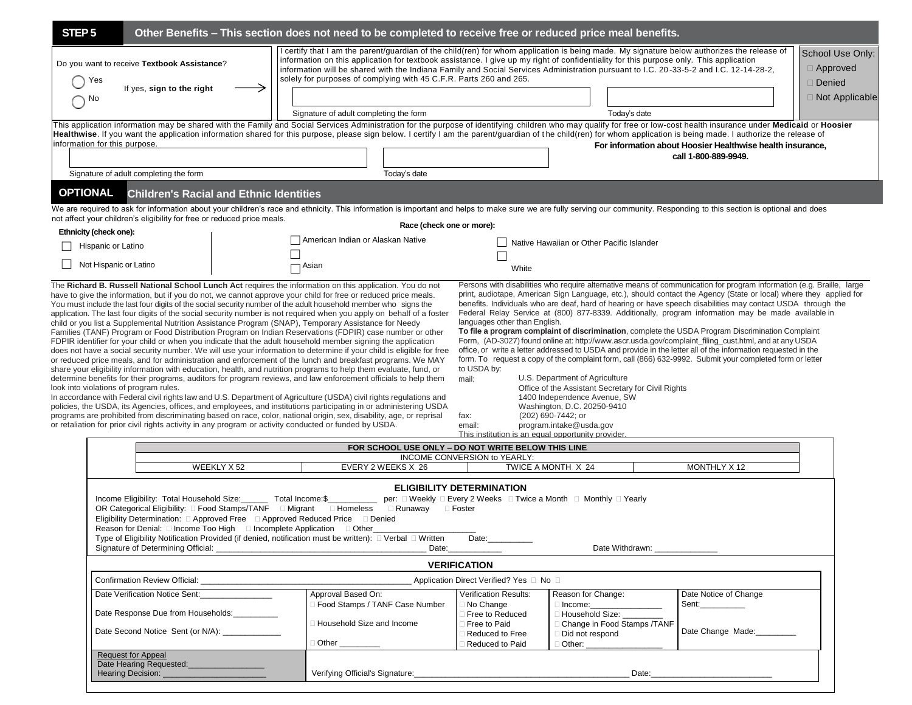## STEP 5 Other Benefits – This section does not need to be completed to receive free or reduced price meal benefits.

Do you want to receive **Textbook Assistance**?

◯ Yes If yes, **sign to the right** →

◯ No

I certify that I am the parent/guardian of the child(ren) for whom application is being made. My signature below authorizes the release of information on this application for textbook assistance. I give up my right of confidentiality for this purpose only. This application information will be shared with the Indiana Family and Social Services Administration pursuant to I.C. 20-33-5-2 and I.C. 12-14-28-2, solely for purposes of complying with 45 C.F.R. Parts 260 and 265.

Signature of adult completing the form ____________ Today's date ____________

School Use Only:
- ☐ Approved
- ☐ Denied
- ☐ Not Applicable

This application information may be shared with the Family and Social Services Administration for the purpose of identifying children who may qualify for free or low-cost health insurance under **Medicaid** or **Hoosier Healthwise**. If you want the application information shared for this purpose, please sign below. I certify I am the parent/guardian of the child(ren) for whom application is being made. I authorize the release of information for this purpose.

Signature of adult completing the form ____________ Today's date ____________

**For information about Hoosier Healthwise health insurance, call 1-800-889-9949.**

## OPTIONAL Children's Racial and Ethnic Identities

We are required to ask for information about your children's race and ethnicity. This information is important and helps to make sure we are fully serving our community. Responding to this section is optional and does not affect your children's eligibility for free or reduced price meals.

**Ethnicity (check one):**
- ☐ Hispanic or Latino
- ☐ Not Hispanic or Latino

**Race (check one or more):**
- ☐ American Indian or Alaskan Native
- ☐ Asian
- ☐ Native Hawaiian or Other Pacific Islander
- ☐ White

The **Richard B. Russell National School Lunch Act** requires the information on this application. You do not have to give the information, but if you do not, we cannot approve your child for free or reduced price meals. You must include the last four digits of the social security number of the adult household member who signs the application. The last four digits of the social security number is not required when you apply on behalf of a foster child or you list a Supplemental Nutrition Assistance Program (SNAP), Temporary Assistance for Needy Families (TANF) Program or Food Distribution Program on Indian Reservations (FDPIR) case number or other FDPIR identifier for your child or when you indicate that the adult household member signing the application does not have a social security number. We will use your information to determine if your child is eligible for free or reduced price meals, and for administration and enforcement of the lunch and breakfast programs. We MAY share your eligibility information with education, health, and nutrition programs to help them evaluate, fund, or determine benefits for their programs, auditors for program reviews, and law enforcement officials to help them look into violations of program rules.

In accordance with Federal civil rights law and U.S. Department of Agriculture (USDA) civil rights regulations and policies, the USDA, its Agencies, offices, and employees, and institutions participating in or administering USDA programs are prohibited from discriminating based on race, color, national origin, sex, disability, age, or reprisal or retaliation for prior civil rights activity in any program or activity conducted or funded by USDA.

Persons with disabilities who require alternative means of communication for program information (e.g. Braille, large print, audiotape, American Sign Language, etc.), should contact the Agency (State or local) where they applied for benefits. Individuals who are deaf, hard of hearing or have speech disabilities may contact USDA through the Federal Relay Service at (800) 877-8339. Additionally, program information may be made available in languages other than English.

**To file a program complaint of discrimination**, complete the USDA Program Discrimination Complaint Form, (AD-3027) found online at: http://www.ascr.usda.gov/complaint_filing_cust.html, and at any USDA office, or write a letter addressed to USDA and provide in the letter all of the information requested in the form. To request a copy of the complaint form, call (866) 632-9992. Submit your completed form or letter to USDA by:

mail: U.S. Department of Agriculture
Office of the Assistant Secretary for Civil Rights
1400 Independence Avenue, SW
Washington, D.C. 20250-9410

fax: (202) 690-7442; or

email: program.intake@usda.gov

This institution is an equal opportunity provider.

**FOR SCHOOL USE ONLY – DO NOT WRITE BELOW THIS LINE**

| INCOME CONVERSION to YEARLY: | | | |
|---|---|---|---|
| WEEKLY X 52 | EVERY 2 WEEKS X 26 | TWICE A MONTH X 24 | MONTHLY X 12 |

**ELIGIBILITY DETERMINATION**

Income Eligibility: Total Household Size:______ Total Income:$__________ per: ☐ Weekly ☐ Every 2 Weeks ☐ Twice a Month ☐ Monthly ☐ Yearly

OR Categorical Eligibility: ☐ Food Stamps/TANF ☐ Migrant ☐ Homeless ☐ Runaway ☐ Foster

Eligibility Determination: ☐ Approved Free ☐ Approved Reduced Price ☐ Denied

Reason for Denial: ☐ Income Too High ☐ Incomplete Application ☐ Other______________________

Type of Eligibility Notification Provided (if denied, notification must be written): ☐ Verbal ☐ Written Date:_________

Signature of Determining Official: ______________________________________________ Date:___________ Date Withdrawn: _____________

**VERIFICATION**

Confirmation Review Official: ______________________________________________ Application Direct Verified? Yes ☐ No ☐

| | | | | |
|---|---|---|---|---|
| Date Verification Notice Sent:_______________<br>Date Response Due from Households:_________<br>Date Second Notice Sent (or N/A): ____________ | Approval Based On:<br>☐ Food Stamps / TANF Case Number<br>☐ Household Size and Income<br>☐ Other ________ | Verification Results:<br>☐ No Change<br>☐ Free to Reduced<br>☐ Free to Paid<br>☐ Reduced to Free<br>☐ Reduced to Paid | Reason for Change:<br>☐ Income:_______________<br>☐ Household Size: ________<br>☐ Change in Food Stamps /TANF<br>☐ Did not respond<br>☐ Other: ________________ | Date Notice of Change Sent:_________<br>Date Change Made:________ |

Request for Appeal
Date Hearing Requested:________________
Hearing Decision: ______________________

Verifying Official's Signature:______________________________________________ Date:_________________________